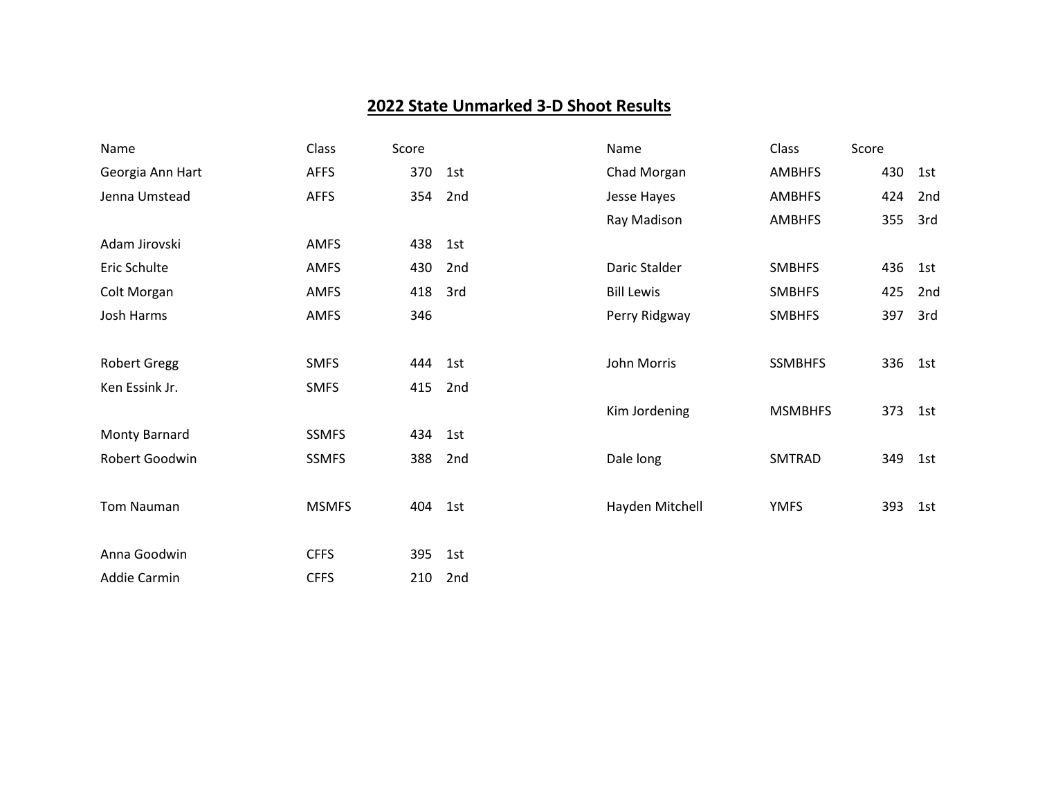# 2022 State Unmarked 3-D Shoot Results

| Name | Class | Score | |
|---|---|---|---|
| Georgia Ann Hart | AFFS | 370 | 1st |
| Jenna Umstead | AFFS | 354 | 2nd |
| | | | |
| Adam Jirovski | AMFS | 438 | 1st |
| Eric Schulte | AMFS | 430 | 2nd |
| Colt Morgan | AMFS | 418 | 3rd |
| Josh Harms | AMFS | 346 | |
| | | | |
| Robert Gregg | SMFS | 444 | 1st |
| Ken Essink Jr. | SMFS | 415 | 2nd |
| | | | |
| Monty Barnard | SSMFS | 434 | 1st |
| Robert Goodwin | SSMFS | 388 | 2nd |
| | | | |
| Tom Nauman | MSMFS | 404 | 1st |
| | | | |
| Anna Goodwin | CFFS | 395 | 1st |
| Addie Carmin | CFFS | 210 | 2nd |

| Name | Class | Score | |
|---|---|---|---|
| Chad Morgan | AMBHFS | 430 | 1st |
| Jesse Hayes | AMBHFS | 424 | 2nd |
| Ray Madison | AMBHFS | 355 | 3rd |
| | | | |
| Daric Stalder | SMBHFS | 436 | 1st |
| Bill Lewis | SMBHFS | 425 | 2nd |
| Perry Ridgway | SMBHFS | 397 | 3rd |
| | | | |
| John Morris | SSMBHFS | 336 | 1st |
| | | | |
| Kim Jordening | MSMBHFS | 373 | 1st |
| | | | |
| Dale long | SMTRAD | 349 | 1st |
| | | | |
| Hayden Mitchell | YMFS | 393 | 1st |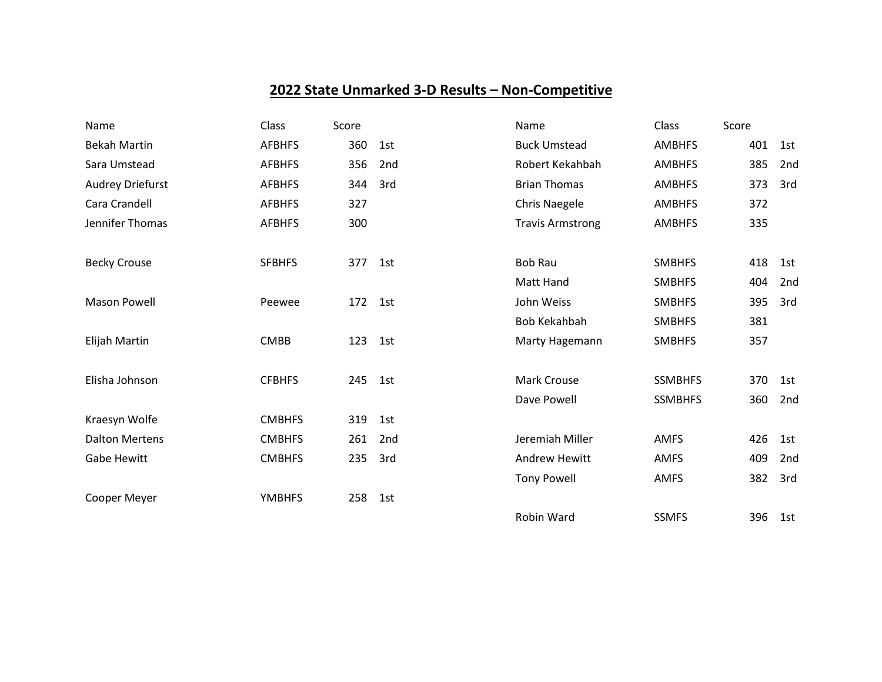## 2022 State Unmarked 3-D Results – Non-Competitive

| Name | Class | Score | |
|---|---|---|---|
| Bekah Martin | AFBHFS | 360 | 1st |
| Sara Umstead | AFBHFS | 356 | 2nd |
| Audrey Driefurst | AFBHFS | 344 | 3rd |
| Cara Crandell | AFBHFS | 327 | |
| Jennifer Thomas | AFBHFS | 300 | |
| | | | |
| Becky Crouse | SFBHFS | 377 | 1st |
| | | | |
| Mason Powell | Peewee | 172 | 1st |
| | | | |
| Elijah Martin | CMBB | 123 | 1st |
| | | | |
| Elisha Johnson | CFBHFS | 245 | 1st |
| | | | |
| Kraesyn Wolfe | CMBHFS | 319 | 1st |
| Dalton Mertens | CMBHFS | 261 | 2nd |
| Gabe Hewitt | CMBHFS | 235 | 3rd |
| | | | |
| Cooper Meyer | YMBHFS | 258 | 1st |

| Name | Class | Score | |
|---|---|---|---|
| Buck Umstead | AMBHFS | 401 | 1st |
| Robert Kekahbah | AMBHFS | 385 | 2nd |
| Brian Thomas | AMBHFS | 373 | 3rd |
| Chris Naegele | AMBHFS | 372 | |
| Travis Armstrong | AMBHFS | 335 | |
| | | | |
| Bob Rau | SMBHFS | 418 | 1st |
| Matt Hand | SMBHFS | 404 | 2nd |
| John Weiss | SMBHFS | 395 | 3rd |
| Bob Kekahbah | SMBHFS | 381 | |
| Marty Hagemann | SMBHFS | 357 | |
| | | | |
| Mark Crouse | SSMBHFS | 370 | 1st |
| Dave Powell | SSMBHFS | 360 | 2nd |
| | | | |
| Jeremiah Miller | AMFS | 426 | 1st |
| Andrew Hewitt | AMFS | 409 | 2nd |
| Tony Powell | AMFS | 382 | 3rd |
| | | | |
| Robin Ward | SSMFS | 396 | 1st |